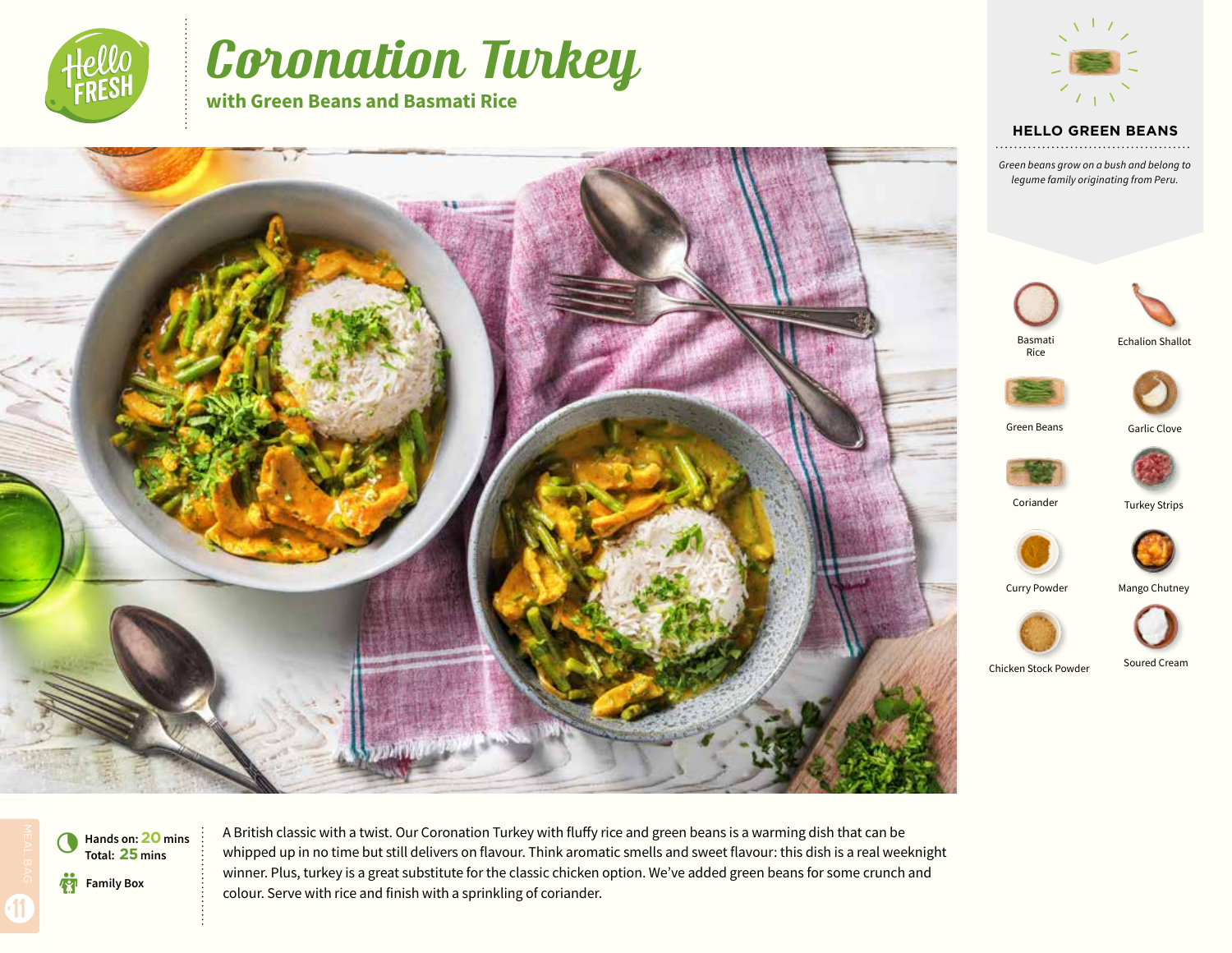# Coronation Turkey

## with Green Beans and Basmati Rice

### HELLO GREEN BEANS

*Green beans grow on a bush and belong to legume family originating from Peru.*

- Basmati Rice
- Echalion Shallot
- Green Beans
- Garlic Clove
- Coriander
- Turkey Strips
- Curry Powder
- Mango Chutney
- Chicken Stock Powder
- Soured Cream

**Hands on: 20 mins**
**Total: 25 mins**

**Family Box**

A British classic with a twist. Our Coronation Turkey with fluffy rice and green beans is a warming dish that can be whipped up in no time but still delivers on flavour. Think aromatic smells and sweet flavour: this dish is a real weeknight winner. Plus, turkey is a great substitute for the classic chicken option. We've added green beans for some crunch and colour. Serve with rice and finish with a sprinkling of coriander.

MEAL BAG 11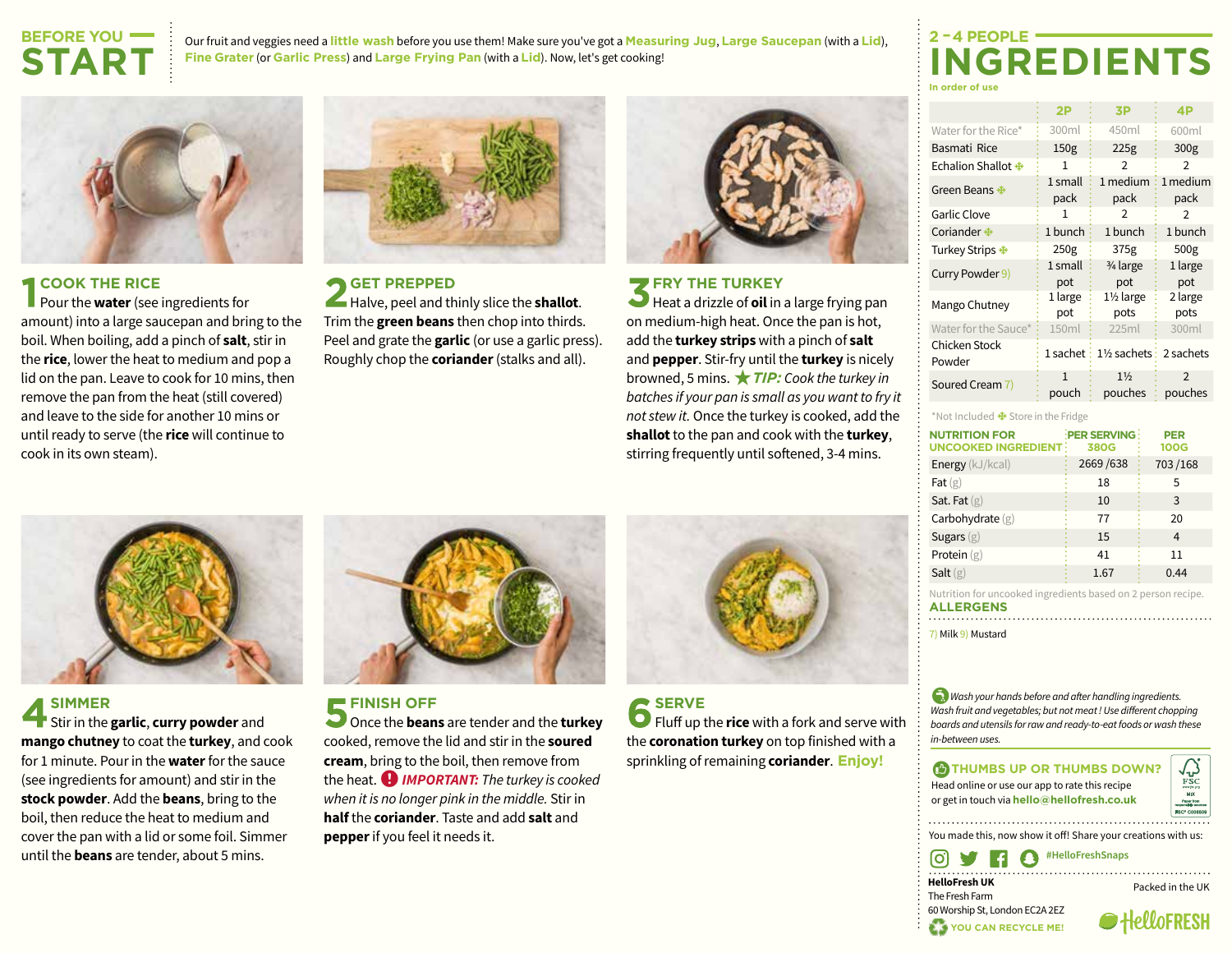# BEFORE YOU START

Our fruit and veggies need a **little wash** before you use them! Make sure you've got a **Measuring Jug**, **Large Saucepan** (with a **Lid**), **Fine Grater** (or **Garlic Press**) and **Large Frying Pan** (with a **Lid**). Now, let's get cooking!

## 1 COOK THE RICE

Pour the **water** (see ingredients for amount) into a large saucepan and bring to the boil. When boiling, add a pinch of **salt**, stir in the **rice**, lower the heat to medium and pop a lid on the pan. Leave to cook for 10 mins, then remove the pan from the heat (still covered) and leave to the side for another 10 mins or until ready to serve (the **rice** will continue to cook in its own steam).

## 2 GET PREPPED

Halve, peel and thinly slice the **shallot**. Trim the **green beans** then chop into thirds. Peel and grate the **garlic** (or use a garlic press). Roughly chop the **coriander** (stalks and all).

## 3 FRY THE TURKEY

Heat a drizzle of **oil** in a large frying pan on medium-high heat. Once the pan is hot, add the **turkey strips** with a pinch of **salt** and **pepper**. Stir-fry until the **turkey** is nicely browned, 5 mins. ★ ***TIP:*** *Cook the turkey in batches if your pan is small as you want to fry it not stew it.* Once the turkey is cooked, add the **shallot** to the pan and cook with the **turkey**, stirring frequently until softened, 3-4 mins.

## 4 SIMMER

Stir in the **garlic**, **curry powder** and **mango chutney** to coat the **turkey**, and cook for 1 minute. Pour in the **water** for the sauce (see ingredients for amount) and stir in the **stock powder**. Add the **beans**, bring to the boil, then reduce the heat to medium and cover the pan with a lid or some foil. Simmer until the **beans** are tender, about 5 mins.

## 5 FINISH OFF

Once the **beans** are tender and the **turkey** cooked, remove the lid and stir in the **soured cream**, bring to the boil, then remove from the heat. ***IMPORTANT:*** *The turkey is cooked when it is no longer pink in the middle.* Stir in **half** the **coriander**. Taste and add **salt** and **pepper** if you feel it needs it.

## 6 SERVE

Fluff up the **rice** with a fork and serve with the **coronation turkey** on top finished with a sprinkling of remaining **coriander**. **Enjoy!**

# 2 - 4 PEOPLE INGREDIENTS

In order of use

| | 2P | 3P | 4P |
|---|---|---|---|
| Water for the Rice* | 300ml | 450ml | 600ml |
| Basmati Rice | 150g | 225g | 300g |
| Echalion Shallot ✽ | 1 | 2 | 2 |
| Green Beans ✽ | 1 small pack | 1 medium pack | 1 medium pack |
| Garlic Clove | 1 | 2 | 2 |
| Coriander ✽ | 1 bunch | 1 bunch | 1 bunch |
| Turkey Strips ✽ | 250g | 375g | 500g |
| Curry Powder 9) | 1 small pot | ¾ large pot | 1 large pot |
| Mango Chutney | 1 large pot | 1½ large pots | 2 large pots |
| Water for the Sauce* | 150ml | 225ml | 300ml |
| Chicken Stock Powder | 1 sachet | 1½ sachets | 2 sachets |
| Soured Cream 7) | 1 pouch | 1½ pouches | 2 pouches |

*Not Included ✽ Store in the Fridge

| NUTRITION FOR UNCOOKED INGREDIENT | PER SERVING 380G | PER 100G |
|---|---|---|
| Energy (kJ/kcal) | 2669 /638 | 703 /168 |
| Fat (g) | 18 | 5 |
| Sat. Fat (g) | 10 | 3 |
| Carbohydrate (g) | 77 | 20 |
| Sugars (g) | 15 | 4 |
| Protein (g) | 41 | 11 |
| Salt (g) | 1.67 | 0.44 |

Nutrition for uncooked ingredients based on 2 person recipe.

## ALLERGENS

7) Milk 9) Mustard

*Wash your hands before and after handling ingredients. Wash fruit and vegetables; but not meat ! Use different chopping boards and utensils for raw and ready-to-eat foods or wash these in-between uses.*

## THUMBS UP OR THUMBS DOWN?

Head online or use our app to rate this recipe or get in touch via **hello@hellofresh.co.uk**

You made this, now show it off! Share your creations with us:

#HelloFreshSnaps

**HelloFresh UK**
The Fresh Farm
60 Worship St, London EC2A 2EZ

Packed in the UK

YOU CAN RECYCLE ME!

HelloFRESH